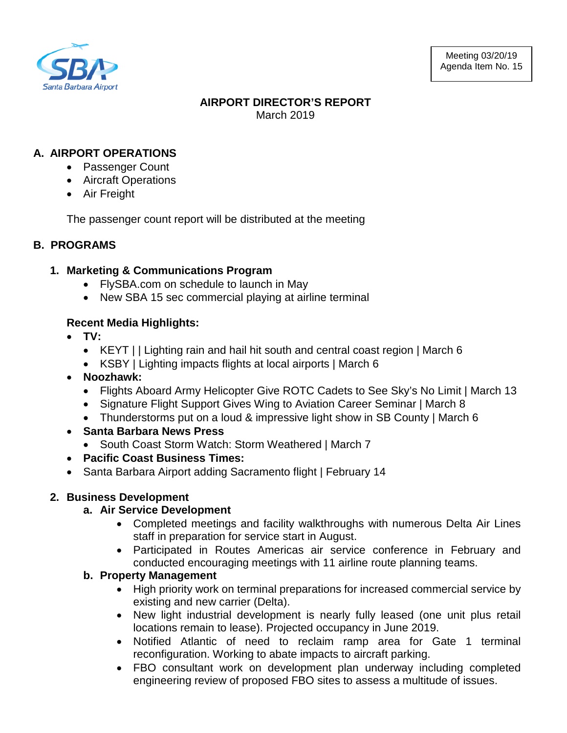Meeting 03/20/19
Agenda Item No. 15

# AIRPORT DIRECTOR'S REPORT

March 2019

## A. AIRPORT OPERATIONS

- Passenger Count
- Aircraft Operations
- Air Freight

The passenger count report will be distributed at the meeting

## B. PROGRAMS

### 1. Marketing & Communications Program

- FlySBA.com on schedule to launch in May
- New SBA 15 sec commercial playing at airline terminal

**Recent Media Highlights:**

- **TV:**
  - KEYT | | Lighting rain and hail hit south and central coast region | March 6
  - KSBY | Lighting impacts flights at local airports | March 6
- **Noozhawk:**
  - Flights Aboard Army Helicopter Give ROTC Cadets to See Sky's No Limit | March 13
  - Signature Flight Support Gives Wing to Aviation Career Seminar | March 8
  - Thunderstorms put on a loud & impressive light show in SB County | March 6
- **Santa Barbara News Press**
  - South Coast Storm Watch: Storm Weathered | March 7
- **Pacific Coast Business Times:**
- Santa Barbara Airport adding Sacramento flight | February 14

### 2. Business Development

**a. Air Service Development**

- Completed meetings and facility walkthroughs with numerous Delta Air Lines staff in preparation for service start in August.
- Participated in Routes Americas air service conference in February and conducted encouraging meetings with 11 airline route planning teams.

**b. Property Management**

- High priority work on terminal preparations for increased commercial service by existing and new carrier (Delta).
- New light industrial development is nearly fully leased (one unit plus retail locations remain to lease). Projected occupancy in June 2019.
- Notified Atlantic of need to reclaim ramp area for Gate 1 terminal reconfiguration. Working to abate impacts to aircraft parking.
- FBO consultant work on development plan underway including completed engineering review of proposed FBO sites to assess a multitude of issues.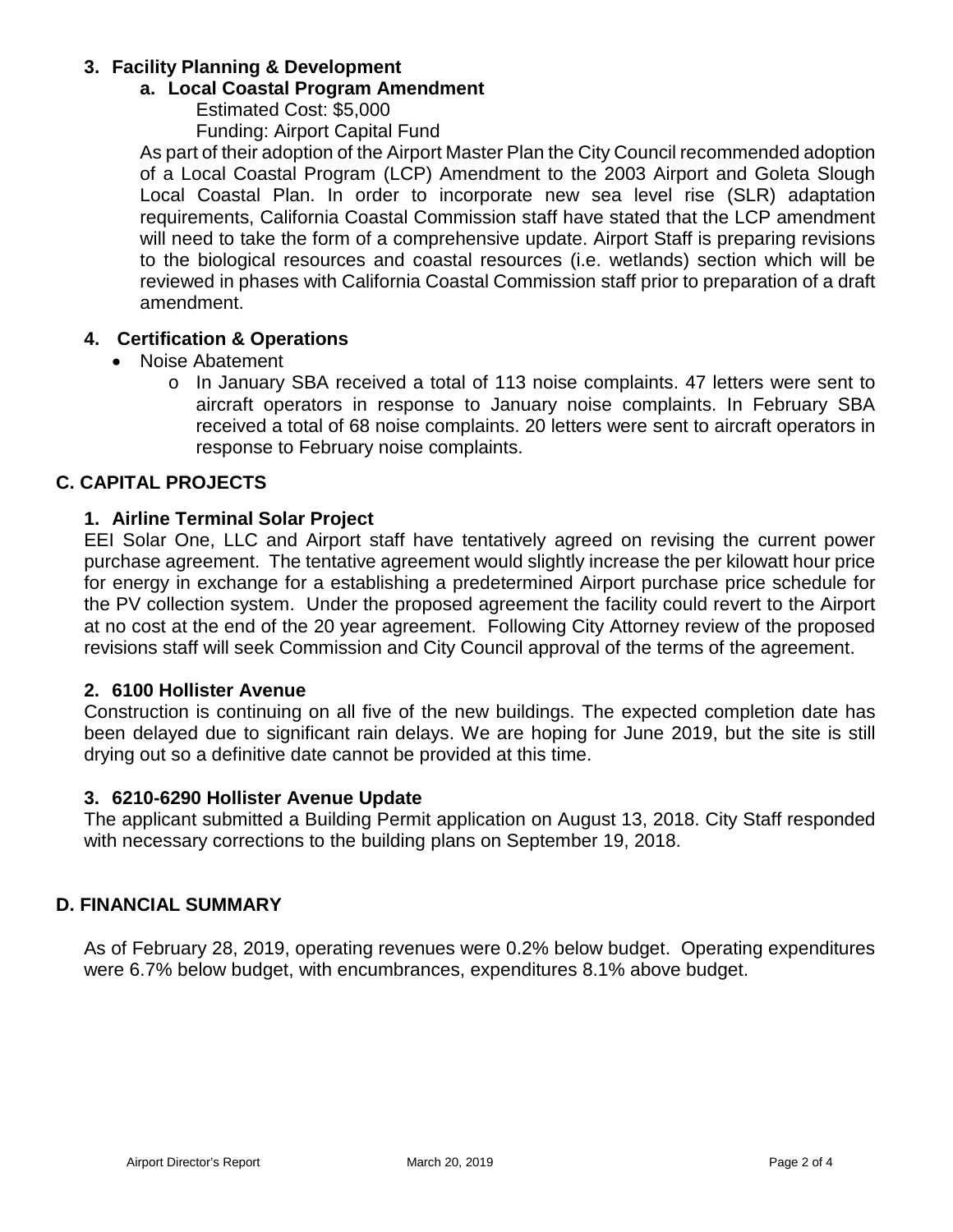### 3. Facility Planning & Development

#### a. Local Coastal Program Amendment

Estimated Cost: $5,000

Funding: Airport Capital Fund

As part of their adoption of the Airport Master Plan the City Council recommended adoption of a Local Coastal Program (LCP) Amendment to the 2003 Airport and Goleta Slough Local Coastal Plan. In order to incorporate new sea level rise (SLR) adaptation requirements, California Coastal Commission staff have stated that the LCP amendment will need to take the form of a comprehensive update. Airport Staff is preparing revisions to the biological resources and coastal resources (i.e. wetlands) section which will be reviewed in phases with California Coastal Commission staff prior to preparation of a draft amendment.

### 4. Certification & Operations

- Noise Abatement
  - In January SBA received a total of 113 noise complaints. 47 letters were sent to aircraft operators in response to January noise complaints. In February SBA received a total of 68 noise complaints. 20 letters were sent to aircraft operators in response to February noise complaints.

## C. CAPITAL PROJECTS

### 1. Airline Terminal Solar Project

EEI Solar One, LLC and Airport staff have tentatively agreed on revising the current power purchase agreement. The tentative agreement would slightly increase the per kilowatt hour price for energy in exchange for a establishing a predetermined Airport purchase price schedule for the PV collection system. Under the proposed agreement the facility could revert to the Airport at no cost at the end of the 20 year agreement. Following City Attorney review of the proposed revisions staff will seek Commission and City Council approval of the terms of the agreement.

### 2. 6100 Hollister Avenue

Construction is continuing on all five of the new buildings. The expected completion date has been delayed due to significant rain delays. We are hoping for June 2019, but the site is still drying out so a definitive date cannot be provided at this time.

### 3. 6210-6290 Hollister Avenue Update

The applicant submitted a Building Permit application on August 13, 2018. City Staff responded with necessary corrections to the building plans on September 19, 2018.

## D. FINANCIAL SUMMARY

As of February 28, 2019, operating revenues were 0.2% below budget. Operating expenditures were 6.7% below budget, with encumbrances, expenditures 8.1% above budget.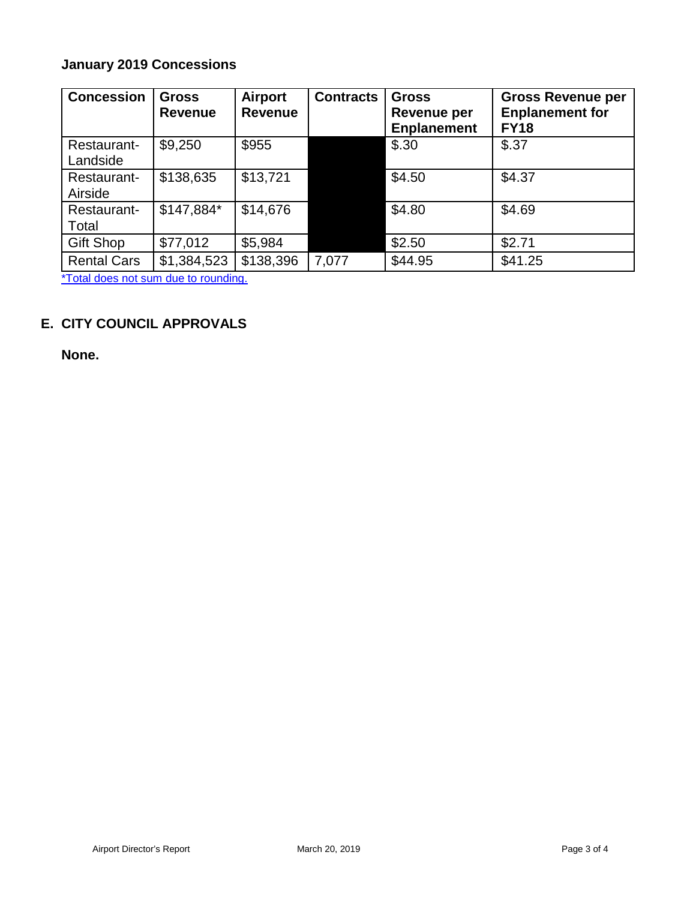**January 2019 Concessions**

| Concession | Gross Revenue | Airport Revenue | Contracts | Gross Revenue per Enplanement | Gross Revenue per Enplanement for FY18 |
| --- | --- | --- | --- | --- | --- |
| Restaurant-Landside | $9,250 | $955 | | $.30 | $.37 |
| Restaurant-Airside | $138,635 | $13,721 | | $4.50 | $4.37 |
| Restaurant-Total | $147,884* | $14,676 | | $4.80 | $4.69 |
| Gift Shop | $77,012 | $5,984 | | $2.50 | $2.71 |
| Rental Cars | $1,384,523 | $138,396 | 7,077 | $44.95 | $41.25 |

*Total does not sum due to rounding.

## E. CITY COUNCIL APPROVALS

**None.**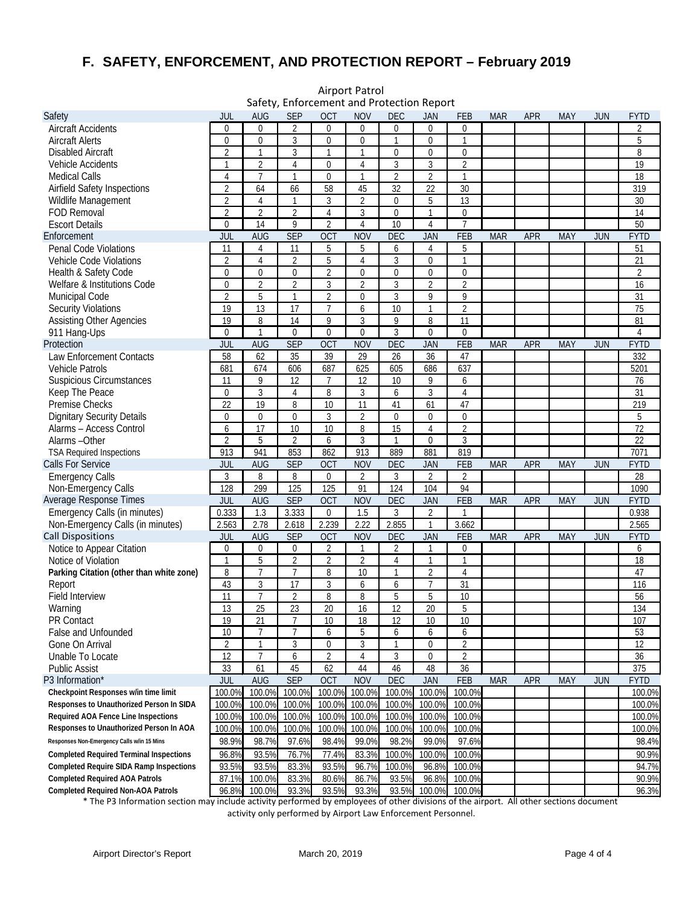## F. SAFETY, ENFORCEMENT, AND PROTECTION REPORT – February 2019

Airport Patrol
Safety, Enforcement and Protection Report

| Safety | JUL | AUG | SEP | OCT | NOV | DEC | JAN | FEB | MAR | APR | MAY | JUN | FYTD |
|---|---|---|---|---|---|---|---|---|---|---|---|---|---|
| Aircraft Accidents | 0 | 0 | 2 | 0 | 0 | 0 | 0 | 0 | | | | | 2 |
| Aircraft Alerts | 0 | 0 | 3 | 0 | 0 | 1 | 0 | 1 | | | | | 5 |
| Disabled Aircraft | 2 | 1 | 3 | 1 | 1 | 0 | 0 | 0 | | | | | 8 |
| Vehicle Accidents | 1 | 2 | 4 | 0 | 4 | 3 | 3 | 2 | | | | | 19 |
| Medical Calls | 4 | 7 | 1 | 0 | 1 | 2 | 2 | 1 | | | | | 18 |
| Airfield Safety Inspections | 2 | 64 | 66 | 58 | 45 | 32 | 22 | 30 | | | | | 319 |
| Wildlife Management | 2 | 4 | 1 | 3 | 2 | 0 | 5 | 13 | | | | | 30 |
| FOD Removal | 2 | 2 | 2 | 4 | 3 | 0 | 1 | 0 | | | | | 14 |
| Escort Details | 0 | 14 | 9 | 2 | 4 | 10 | 4 | 7 | | | | | 50 |
| **Enforcement** | JUL | AUG | SEP | OCT | NOV | DEC | JAN | FEB | MAR | APR | MAY | JUN | FYTD |
| Penal Code Violations | 11 | 4 | 11 | 5 | 5 | 6 | 4 | 5 | | | | | 51 |
| Vehicle Code Violations | 2 | 4 | 2 | 5 | 4 | 3 | 0 | 1 | | | | | 21 |
| Health & Safety Code | 0 | 0 | 0 | 2 | 0 | 0 | 0 | 0 | | | | | 2 |
| Welfare & Institutions Code | 0 | 2 | 2 | 3 | 2 | 3 | 2 | 2 | | | | | 16 |
| Municipal Code | 2 | 5 | 1 | 2 | 0 | 3 | 9 | 9 | | | | | 31 |
| Security Violations | 19 | 13 | 17 | 7 | 6 | 10 | 1 | 2 | | | | | 75 |
| Assisting Other Agencies | 19 | 8 | 14 | 9 | 3 | 9 | 8 | 11 | | | | | 81 |
| 911 Hang-Ups | 0 | 1 | 0 | 0 | 0 | 3 | 0 | 0 | | | | | 4 |
| **Protection** | JUL | AUG | SEP | OCT | NOV | DEC | JAN | FEB | MAR | APR | MAY | JUN | FYTD |
| Law Enforcement Contacts | 58 | 62 | 35 | 39 | 29 | 26 | 36 | 47 | | | | | 332 |
| Vehicle Patrols | 681 | 674 | 606 | 687 | 625 | 605 | 686 | 637 | | | | | 5201 |
| Suspicious Circumstances | 11 | 9 | 12 | 7 | 12 | 10 | 9 | 6 | | | | | 76 |
| Keep The Peace | 0 | 3 | 4 | 8 | 3 | 6 | 3 | 4 | | | | | 31 |
| Premise Checks | 22 | 19 | 8 | 10 | 11 | 41 | 61 | 47 | | | | | 219 |
| Dignitary Security Details | 0 | 0 | 0 | 3 | 2 | 0 | 0 | 0 | | | | | 5 |
| Alarms – Access Control | 6 | 17 | 10 | 10 | 8 | 15 | 4 | 2 | | | | | 72 |
| Alarms –Other | 2 | 5 | 2 | 6 | 3 | 1 | 0 | 3 | | | | | 22 |
| TSA Required Inspections | 913 | 941 | 853 | 862 | 913 | 889 | 881 | 819 | | | | | 7071 |
| **Calls For Service** | JUL | AUG | SEP | OCT | NOV | DEC | JAN | FEB | MAR | APR | MAY | JUN | FYTD |
| Emergency Calls | 3 | 8 | 8 | 0 | 2 | 3 | 2 | 2 | | | | | 28 |
| Non-Emergency Calls | 128 | 299 | 125 | 125 | 91 | 124 | 104 | 94 | | | | | 1090 |
| **Average Response Times** | JUL | AUG | SEP | OCT | NOV | DEC | JAN | FEB | MAR | APR | MAY | JUN | FYTD |
| Emergency Calls (in minutes) | 0.333 | 1.3 | 3.333 | 0 | 1.5 | 3 | 2 | 1 | | | | | 0.938 |
| Non-Emergency Calls (in minutes) | 2.563 | 2.78 | 2.618 | 2.239 | 2.22 | 2.855 | 1 | 3.662 | | | | | 2.565 |
| **Call Dispositions** | JUL | AUG | SEP | OCT | NOV | DEC | JAN | FEB | MAR | APR | MAY | JUN | FYTD |
| Notice to Appear Citation | 0 | 0 | 0 | 2 | 1 | 2 | 1 | 0 | | | | | 6 |
| Notice of Violation | 1 | 5 | 2 | 2 | 2 | 4 | 1 | 1 | | | | | 18 |
| **Parking Citation (other than white zone)** | 8 | 7 | 7 | 8 | 10 | 1 | 2 | 4 | | | | | 47 |
| Report | 43 | 3 | 17 | 3 | 6 | 6 | 7 | 31 | | | | | 116 |
| Field Interview | 11 | 7 | 2 | 8 | 8 | 5 | 5 | 10 | | | | | 56 |
| Warning | 13 | 25 | 23 | 20 | 16 | 12 | 20 | 5 | | | | | 134 |
| PR Contact | 19 | 21 | 7 | 10 | 18 | 12 | 10 | 10 | | | | | 107 |
| False and Unfounded | 10 | 7 | 7 | 6 | 5 | 6 | 6 | 6 | | | | | 53 |
| Gone On Arrival | 2 | 1 | 3 | 0 | 3 | 1 | 0 | 2 | | | | | 12 |
| Unable To Locate | 12 | 7 | 6 | 2 | 4 | 3 | 0 | 2 | | | | | 36 |
| Public Assist | 33 | 61 | 45 | 62 | 44 | 46 | 48 | 36 | | | | | 375 |
| **P3 Information*** | JUL | AUG | SEP | OCT | NOV | DEC | JAN | FEB | MAR | APR | MAY | JUN | FYTD |
| **Checkpoint Responses w/in time limit** | 100.0% | 100.0% | 100.0% | 100.0% | 100.0% | 100.0% | 100.0% | 100.0% | | | | | 100.0% |
| **Responses to Unauthorized Person In SIDA** | 100.0% | 100.0% | 100.0% | 100.0% | 100.0% | 100.0% | 100.0% | 100.0% | | | | | 100.0% |
| **Required AOA Fence Line Inspections** | 100.0% | 100.0% | 100.0% | 100.0% | 100.0% | 100.0% | 100.0% | 100.0% | | | | | 100.0% |
| **Responses to Unauthorized Person In AOA** | 100.0% | 100.0% | 100.0% | 100.0% | 100.0% | 100.0% | 100.0% | 100.0% | | | | | 100.0% |
| **Responses Non-Emergency Calls w/in 15 Mins** | 98.9% | 98.7% | 97.6% | 98.4% | 99.0% | 98.2% | 99.0% | 97.6% | | | | | 98.4% |
| **Completed Required Terminal Inspections** | 96.8% | 93.5% | 76.7% | 77.4% | 83.3% | 100.0% | 100.0% | 100.0% | | | | | 90.9% |
| **Completed Require SIDA Ramp Inspections** | 93.5% | 93.5% | 83.3% | 93.5% | 96.7% | 100.0% | 96.8% | 100.0% | | | | | 94.7% |
| **Completed Required AOA Patrols** | 87.1% | 100.0% | 83.3% | 80.6% | 86.7% | 93.5% | 96.8% | 100.0% | | | | | 90.9% |
| **Completed Required Non-AOA Patrols** | 96.8% | 100.0% | 93.3% | 93.5% | 93.3% | 93.5% | 100.0% | 100.0% | | | | | 96.3% |

\* The P3 Information section may include activity performed by employees of other divisions of the airport. All other sections document activity only performed by Airport Law Enforcement Personnel.